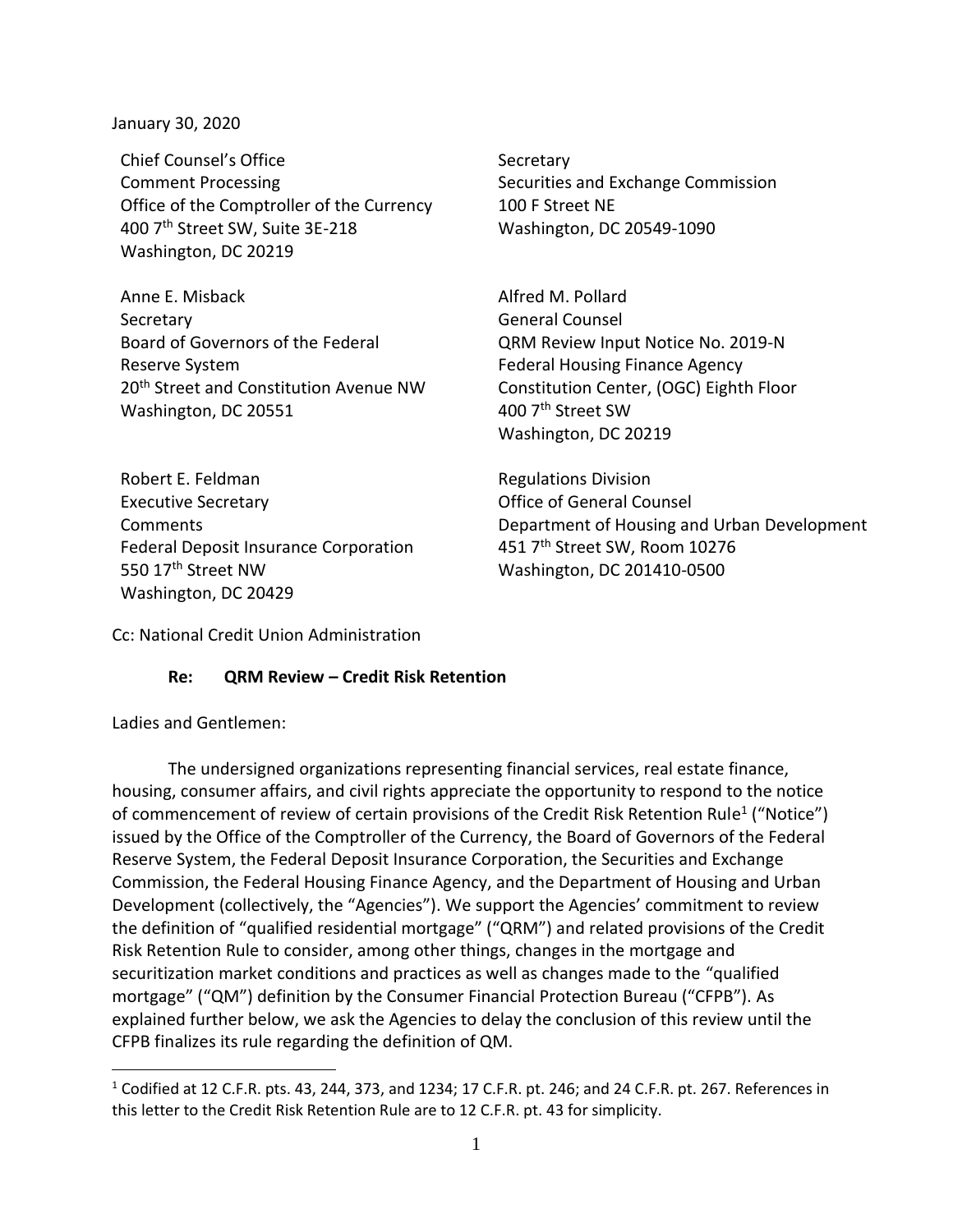January 30, 2020

Chief Counsel's Office
Comment Processing
Office of the Comptroller of the Currency
400 7th Street SW, Suite 3E-218
Washington, DC 20219

Secretary
Securities and Exchange Commission
100 F Street NE
Washington, DC 20549-1090

Anne E. Misback
Secretary
Board of Governors of the Federal Reserve System
20th Street and Constitution Avenue NW
Washington, DC 20551

Alfred M. Pollard
General Counsel
QRM Review Input Notice No. 2019-N
Federal Housing Finance Agency
Constitution Center, (OGC) Eighth Floor
400 7th Street SW
Washington, DC 20219

Robert E. Feldman
Executive Secretary
Comments
Federal Deposit Insurance Corporation
550 17th Street NW
Washington, DC 20429

Regulations Division
Office of General Counsel
Department of Housing and Urban Development
451 7th Street SW, Room 10276
Washington, DC 201410-0500

Cc: National Credit Union Administration

**Re: QRM Review – Credit Risk Retention**

Ladies and Gentlemen:

The undersigned organizations representing financial services, real estate finance, housing, consumer affairs, and civil rights appreciate the opportunity to respond to the notice of commencement of review of certain provisions of the Credit Risk Retention Rule[1] ("Notice") issued by the Office of the Comptroller of the Currency, the Board of Governors of the Federal Reserve System, the Federal Deposit Insurance Corporation, the Securities and Exchange Commission, the Federal Housing Finance Agency, and the Department of Housing and Urban Development (collectively, the "Agencies"). We support the Agencies' commitment to review the definition of "qualified residential mortgage" ("QRM") and related provisions of the Credit Risk Retention Rule to consider, among other things, changes in the mortgage and securitization market conditions and practices as well as changes made to the "qualified mortgage" ("QM") definition by the Consumer Financial Protection Bureau ("CFPB"). As explained further below, we ask the Agencies to delay the conclusion of this review until the CFPB finalizes its rule regarding the definition of QM.

[1] Codified at 12 C.F.R. pts. 43, 244, 373, and 1234; 17 C.F.R. pt. 246; and 24 C.F.R. pt. 267. References in this letter to the Credit Risk Retention Rule are to 12 C.F.R. pt. 43 for simplicity.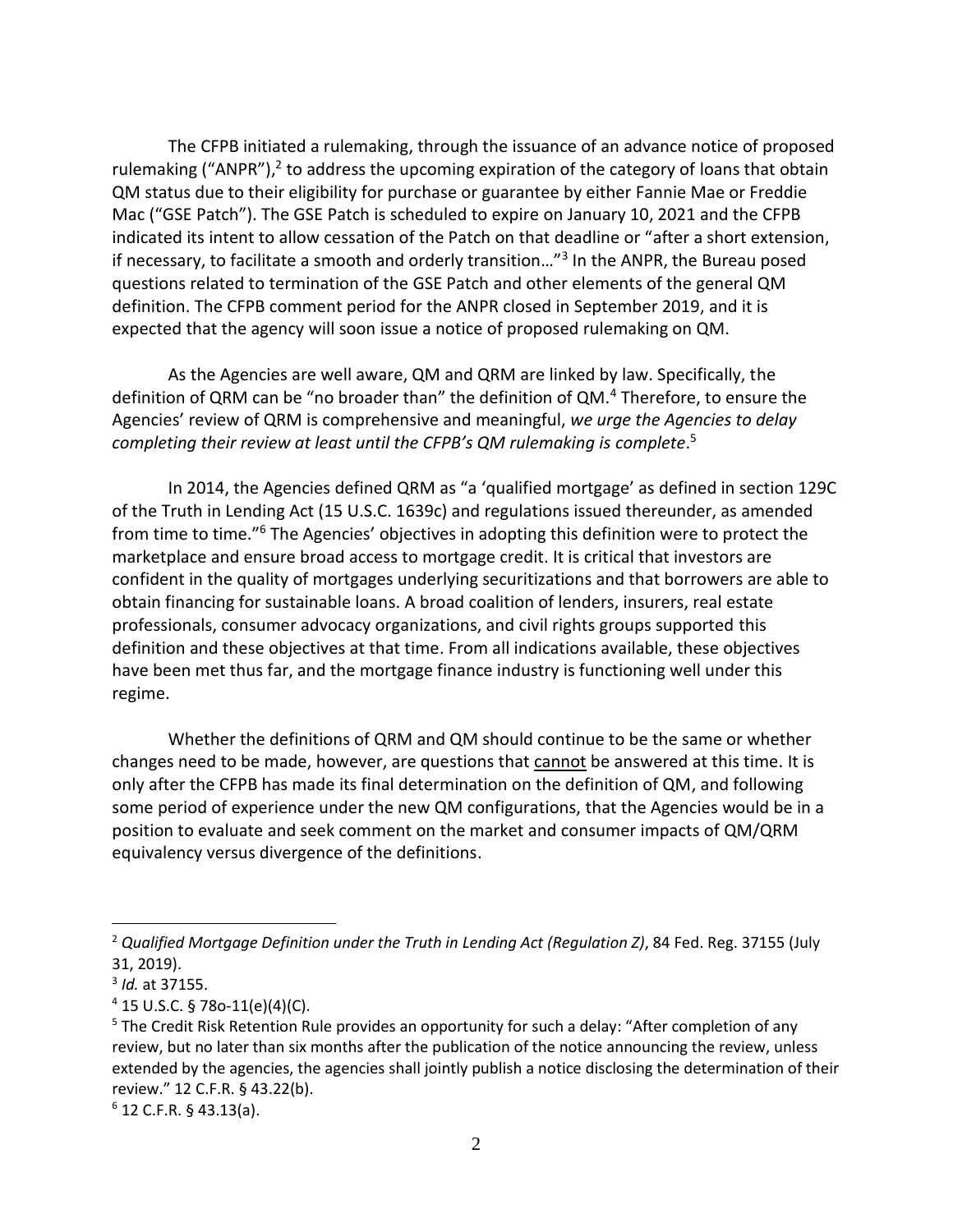The CFPB initiated a rulemaking, through the issuance of an advance notice of proposed rulemaking ("ANPR"),[2] to address the upcoming expiration of the category of loans that obtain QM status due to their eligibility for purchase or guarantee by either Fannie Mae or Freddie Mac ("GSE Patch"). The GSE Patch is scheduled to expire on January 10, 2021 and the CFPB indicated its intent to allow cessation of the Patch on that deadline or "after a short extension, if necessary, to facilitate a smooth and orderly transition…"[3] In the ANPR, the Bureau posed questions related to termination of the GSE Patch and other elements of the general QM definition. The CFPB comment period for the ANPR closed in September 2019, and it is expected that the agency will soon issue a notice of proposed rulemaking on QM.

As the Agencies are well aware, QM and QRM are linked by law. Specifically, the definition of QRM can be "no broader than" the definition of QM.[4] Therefore, to ensure the Agencies' review of QRM is comprehensive and meaningful, *we urge the Agencies to delay completing their review at least until the CFPB's QM rulemaking is complete*.[5]

In 2014, the Agencies defined QRM as "a 'qualified mortgage' as defined in section 129C of the Truth in Lending Act (15 U.S.C. 1639c) and regulations issued thereunder, as amended from time to time."[6] The Agencies' objectives in adopting this definition were to protect the marketplace and ensure broad access to mortgage credit. It is critical that investors are confident in the quality of mortgages underlying securitizations and that borrowers are able to obtain financing for sustainable loans. A broad coalition of lenders, insurers, real estate professionals, consumer advocacy organizations, and civil rights groups supported this definition and these objectives at that time. From all indications available, these objectives have been met thus far, and the mortgage finance industry is functioning well under this regime.

Whether the definitions of QRM and QM should continue to be the same or whether changes need to be made, however, are questions that cannot be answered at this time. It is only after the CFPB has made its final determination on the definition of QM, and following some period of experience under the new QM configurations, that the Agencies would be in a position to evaluate and seek comment on the market and consumer impacts of QM/QRM equivalency versus divergence of the definitions.

---

[2] *Qualified Mortgage Definition under the Truth in Lending Act (Regulation Z)*, 84 Fed. Reg. 37155 (July 31, 2019).

[3] *Id.* at 37155.

[4] 15 U.S.C. § 78o-11(e)(4)(C).

[5] The Credit Risk Retention Rule provides an opportunity for such a delay: "After completion of any review, but no later than six months after the publication of the notice announcing the review, unless extended by the agencies, the agencies shall jointly publish a notice disclosing the determination of their review." 12 C.F.R. § 43.22(b).

[6] 12 C.F.R. § 43.13(a).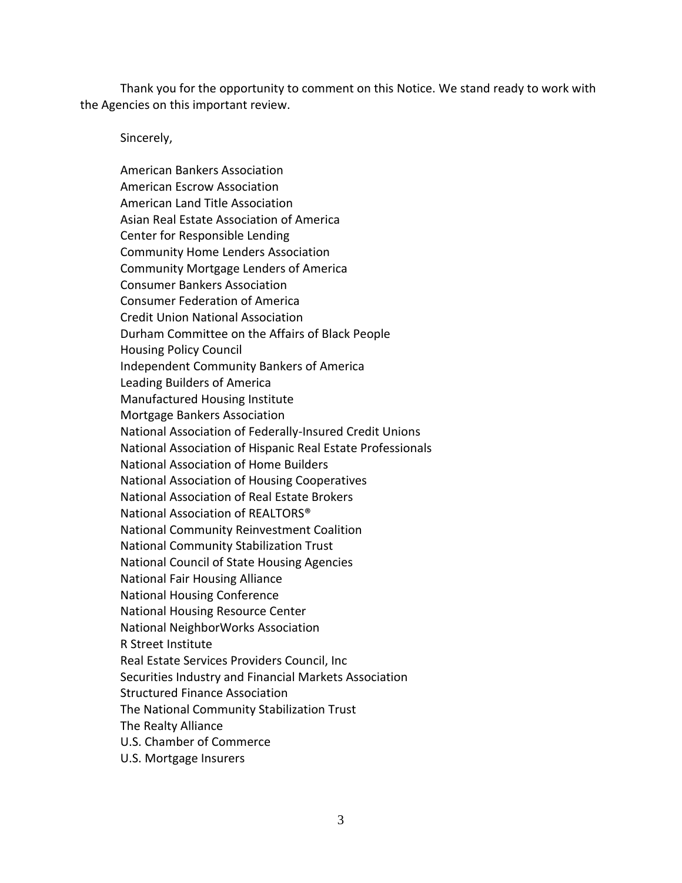Thank you for the opportunity to comment on this Notice. We stand ready to work with the Agencies on this important review.

Sincerely,

American Bankers Association
American Escrow Association
American Land Title Association
Asian Real Estate Association of America
Center for Responsible Lending
Community Home Lenders Association
Community Mortgage Lenders of America
Consumer Bankers Association
Consumer Federation of America
Credit Union National Association
Durham Committee on the Affairs of Black People
Housing Policy Council
Independent Community Bankers of America
Leading Builders of America
Manufactured Housing Institute
Mortgage Bankers Association
National Association of Federally-Insured Credit Unions
National Association of Hispanic Real Estate Professionals
National Association of Home Builders
National Association of Housing Cooperatives
National Association of Real Estate Brokers
National Association of REALTORS®
National Community Reinvestment Coalition
National Community Stabilization Trust
National Council of State Housing Agencies
National Fair Housing Alliance
National Housing Conference
National Housing Resource Center
National NeighborWorks Association
R Street Institute
Real Estate Services Providers Council, Inc
Securities Industry and Financial Markets Association
Structured Finance Association
The National Community Stabilization Trust
The Realty Alliance
U.S. Chamber of Commerce
U.S. Mortgage Insurers